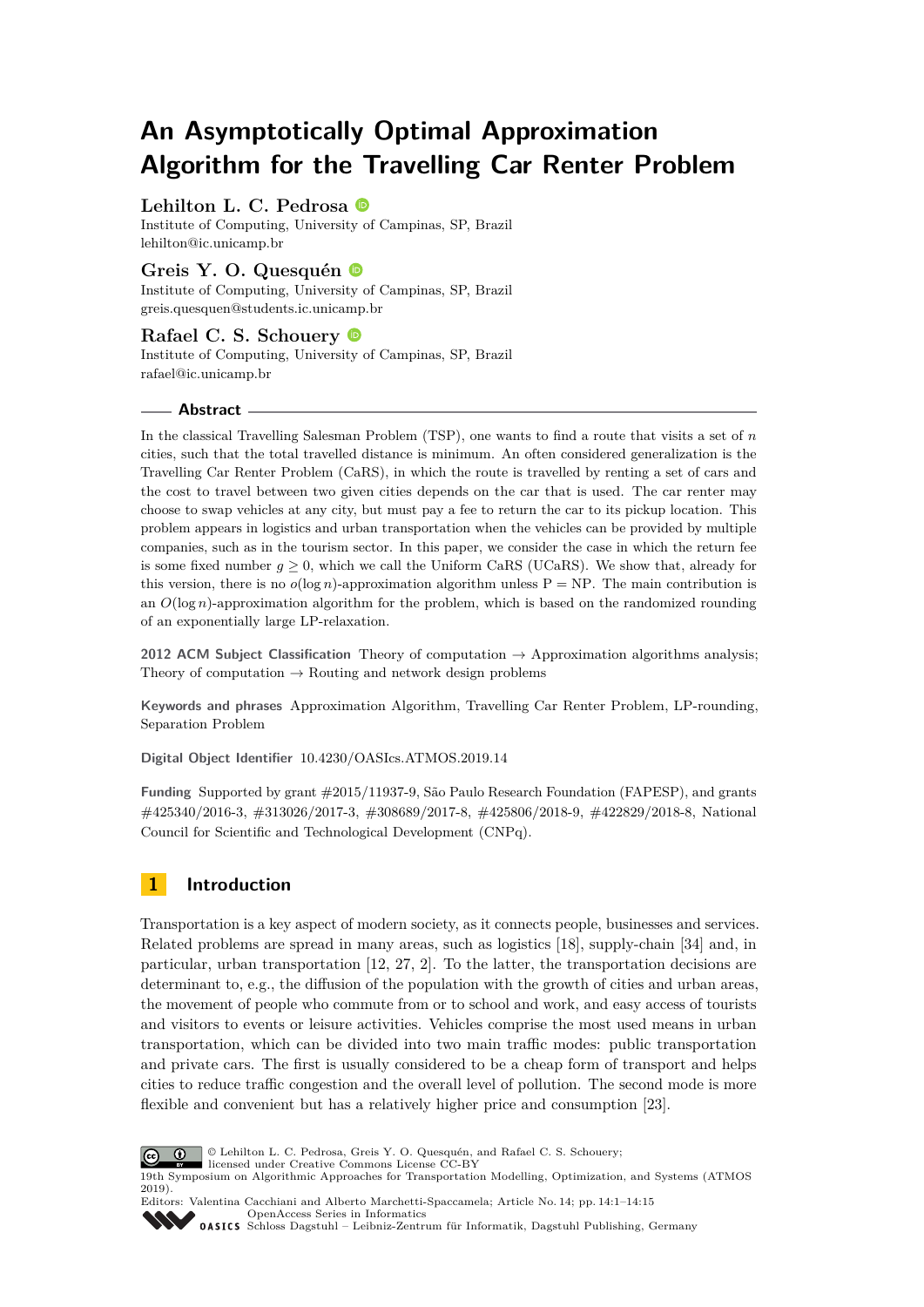# An Asymptotically Optimal Approximation Algorithm for the Travelling Car Renter Problem

**Lehilton L. C. Pedrosa**
Institute of Computing, University of Campinas, SP, Brazil
lehilton@ic.unicamp.br

**Greis Y. O. Quesquén**
Institute of Computing, University of Campinas, SP, Brazil
greis.quesquen@students.ic.unicamp.br

**Rafael C. S. Schouery**
Institute of Computing, University of Campinas, SP, Brazil
rafael@ic.unicamp.br

## Abstract

In the classical Travelling Salesman Problem (TSP), one wants to find a route that visits a set of $n$ cities, such that the total travelled distance is minimum. An often considered generalization is the Travelling Car Renter Problem (CaRS), in which the route is travelled by renting a set of cars and the cost to travel between two given cities depends on the car that is used. The car renter may choose to swap vehicles at any city, but must pay a fee to return the car to its pickup location. This problem appears in logistics and urban transportation when the vehicles can be provided by multiple companies, such as in the tourism sector. In this paper, we consider the case in which the return fee is some fixed number $g \geq 0$, which we call the Uniform CaRS (UCaRS). We show that, already for this version, there is no $o(\log n)$-approximation algorithm unless P = NP. The main contribution is an $O(\log n)$-approximation algorithm for the problem, which is based on the randomized rounding of an exponentially large LP-relaxation.

**2012 ACM Subject Classification** Theory of computation → Approximation algorithms analysis; Theory of computation → Routing and network design problems

**Keywords and phrases** Approximation Algorithm, Travelling Car Renter Problem, LP-rounding, Separation Problem

**Digital Object Identifier** 10.4230/OASIcs.ATMOS.2019.14

**Funding** Supported by grant #2015/11937-9, São Paulo Research Foundation (FAPESP), and grants #425340/2016-3, #313026/2017-3, #308689/2017-8, #425806/2018-9, #422829/2018-8, National Council for Scientific and Technological Development (CNPq).

## 1 Introduction

Transportation is a key aspect of modern society, as it connects people, businesses and services. Related problems are spread in many areas, such as logistics [18], supply-chain [34] and, in particular, urban transportation [12, 27, 2]. To the latter, the transportation decisions are determinant to, e.g., the diffusion of the population with the growth of cities and urban areas, the movement of people who commute from or to school and work, and easy access of tourists and visitors to events or leisure activities. Vehicles comprise the most used means in urban transportation, which can be divided into two main traffic modes: public transportation and private cars. The first is usually considered to be a cheap form of transport and helps cities to reduce traffic congestion and the overall level of pollution. The second mode is more flexible and convenient but has a relatively higher price and consumption [23].

© Lehilton L. C. Pedrosa, Greis Y. O. Quesquén, and Rafael C. S. Schouery; licensed under Creative Commons License CC-BY
19th Symposium on Algorithmic Approaches for Transportation Modelling, Optimization, and Systems (ATMOS 2019).
Editors: Valentina Cacchiani and Alberto Marchetti-Spaccamela; Article No. 14; pp. 14:1–14:15
OpenAccess Series in Informatics
Schloss Dagstuhl – Leibniz-Zentrum für Informatik, Dagstuhl Publishing, Germany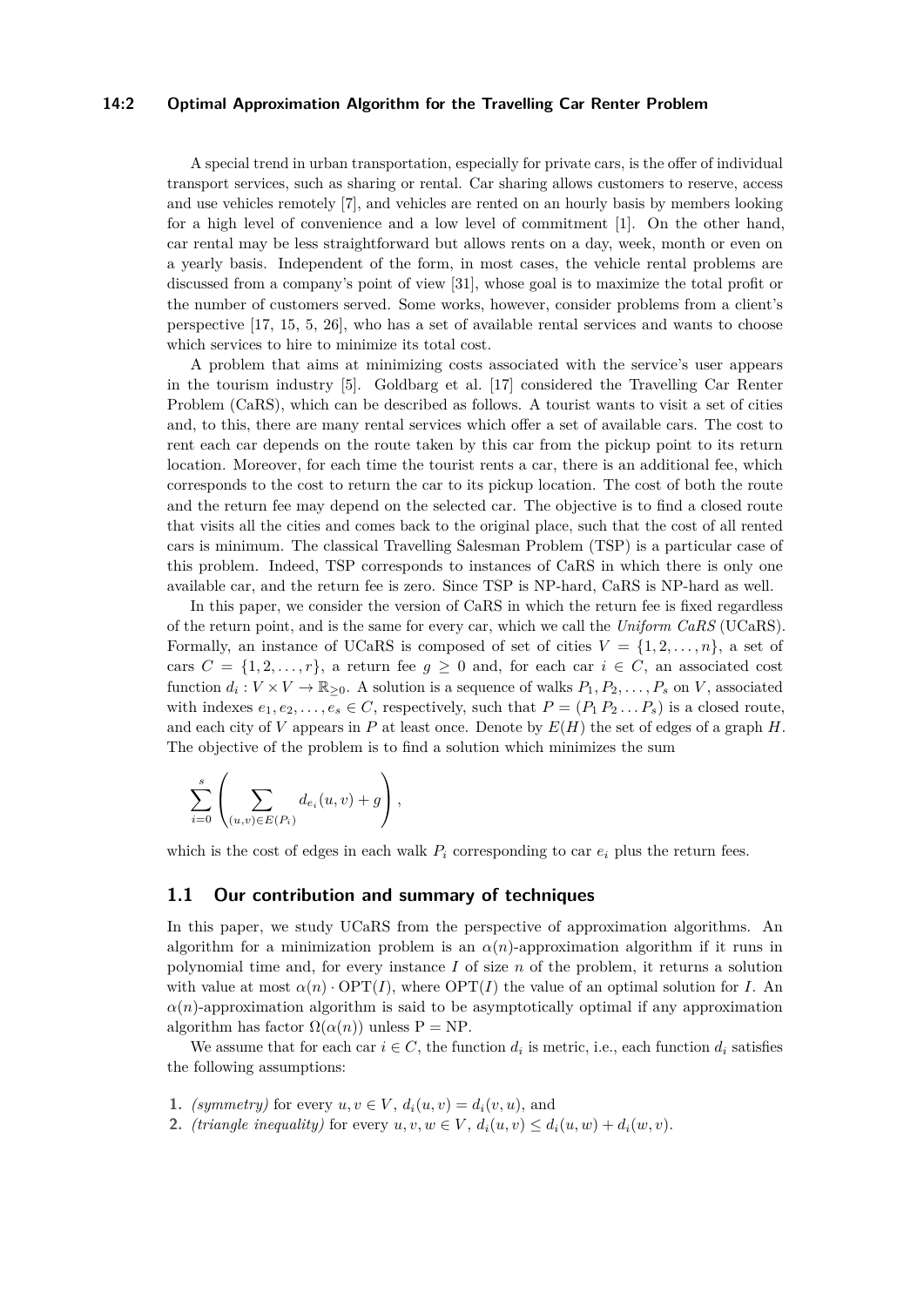A special trend in urban transportation, especially for private cars, is the offer of individual transport services, such as sharing or rental. Car sharing allows customers to reserve, access and use vehicles remotely [7], and vehicles are rented on an hourly basis by members looking for a high level of convenience and a low level of commitment [1]. On the other hand, car rental may be less straightforward but allows rents on a day, week, month or even on a yearly basis. Independent of the form, in most cases, the vehicle rental problems are discussed from a company's point of view [31], whose goal is to maximize the total profit or the number of customers served. Some works, however, consider problems from a client's perspective [17, 15, 5, 26], who has a set of available rental services and wants to choose which services to hire to minimize its total cost.

A problem that aims at minimizing costs associated with the service's user appears in the tourism industry [5]. Goldbarg et al. [17] considered the Travelling Car Renter Problem (CaRS), which can be described as follows. A tourist wants to visit a set of cities and, to this, there are many rental services which offer a set of available cars. The cost to rent each car depends on the route taken by this car from the pickup point to its return location. Moreover, for each time the tourist rents a car, there is an additional fee, which corresponds to the cost to return the car to its pickup location. The cost of both the route and the return fee may depend on the selected car. The objective is to find a closed route that visits all the cities and comes back to the original place, such that the cost of all rented cars is minimum. The classical Travelling Salesman Problem (TSP) is a particular case of this problem. Indeed, TSP corresponds to instances of CaRS in which there is only one available car, and the return fee is zero. Since TSP is NP-hard, CaRS is NP-hard as well.

In this paper, we consider the version of CaRS in which the return fee is fixed regardless of the return point, and is the same for every car, which we call the *Uniform CaRS* (UCaRS). Formally, an instance of UCaRS is composed of set of cities $V = \{1, 2, \dots, n\}$, a set of cars $C = \{1, 2, \dots, r\}$, a return fee $g \geq 0$ and, for each car $i \in C$, an associated cost function $d_i : V \times V \to \mathbb{R}_{\geq 0}$. A solution is a sequence of walks $P_1, P_2, \dots, P_s$ on $V$, associated with indexes $e_1, e_2, \dots, e_s \in C$, respectively, such that $P = (P_1 \, P_2 \dots P_s)$ is a closed route, and each city of $V$ appears in $P$ at least once. Denote by $E(H)$ the set of edges of a graph $H$. The objective of the problem is to find a solution which minimizes the sum

$$\sum_{i=0}^{s} \left( \sum_{(u,v) \in E(P_i)} d_{e_i}(u, v) + g \right),$$

which is the cost of edges in each walk $P_i$ corresponding to car $e_i$ plus the return fees.

## 1.1 Our contribution and summary of techniques

In this paper, we study UCaRS from the perspective of approximation algorithms. An algorithm for a minimization problem is an $\alpha(n)$-approximation algorithm if it runs in polynomial time and, for every instance $I$ of size $n$ of the problem, it returns a solution with value at most $\alpha(n) \cdot \mathrm{OPT}(I)$, where $\mathrm{OPT}(I)$ the value of an optimal solution for $I$. An $\alpha(n)$-approximation algorithm is said to be asymptotically optimal if any approximation algorithm has factor $\Omega(\alpha(n))$ unless P = NP.

We assume that for each car $i \in C$, the function $d_i$ is metric, i.e., each function $d_i$ satisfies the following assumptions:

1. *(symmetry)* for every $u, v \in V$, $d_i(u, v) = d_i(v, u)$, and
2. *(triangle inequality)* for every $u, v, w \in V$, $d_i(u, v) \leq d_i(u, w) + d_i(w, v)$.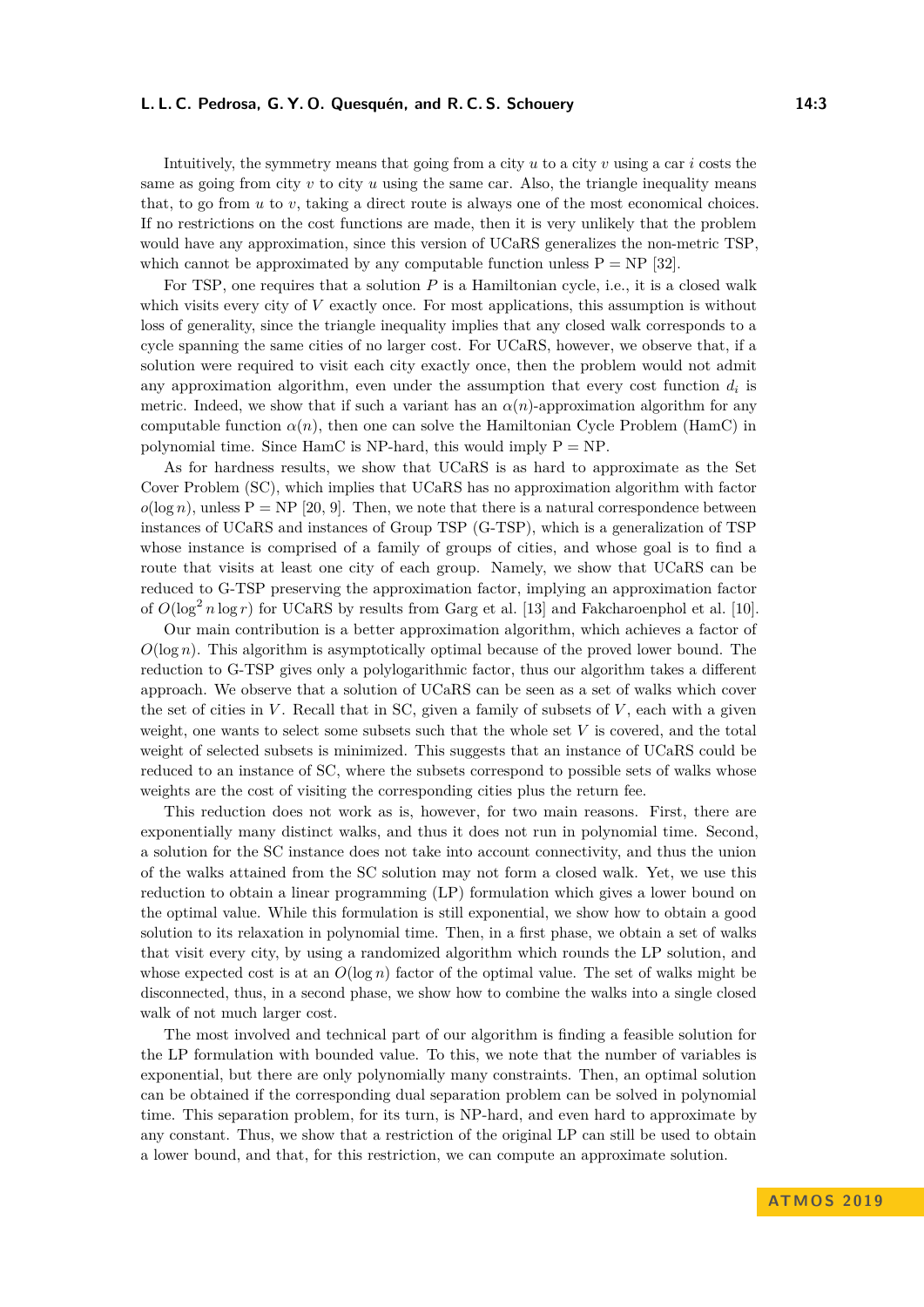Intuitively, the symmetry means that going from a city $u$ to a city $v$ using a car $i$ costs the same as going from city $v$ to city $u$ using the same car. Also, the triangle inequality means that, to go from $u$ to $v$, taking a direct route is always one of the most economical choices. If no restrictions on the cost functions are made, then it is very unlikely that the problem would have any approximation, since this version of UCaRS generalizes the non-metric TSP, which cannot be approximated by any computable function unless P = NP [32].

For TSP, one requires that a solution $P$ is a Hamiltonian cycle, i.e., it is a closed walk which visits every city of $V$ exactly once. For most applications, this assumption is without loss of generality, since the triangle inequality implies that any closed walk corresponds to a cycle spanning the same cities of no larger cost. For UCaRS, however, we observe that, if a solution were required to visit each city exactly once, then the problem would not admit any approximation algorithm, even under the assumption that every cost function $d_i$ is metric. Indeed, we show that if such a variant has an $\alpha(n)$-approximation algorithm for any computable function $\alpha(n)$, then one can solve the Hamiltonian Cycle Problem (HamC) in polynomial time. Since HamC is NP-hard, this would imply P = NP.

As for hardness results, we show that UCaRS is as hard to approximate as the Set Cover Problem (SC), which implies that UCaRS has no approximation algorithm with factor $o(\log n)$, unless P = NP [20, 9]. Then, we note that there is a natural correspondence between instances of UCaRS and instances of Group TSP (G-TSP), which is a generalization of TSP whose instance is comprised of a family of groups of cities, and whose goal is to find a route that visits at least one city of each group. Namely, we show that UCaRS can be reduced to G-TSP preserving the approximation factor, implying an approximation factor of $O(\log^2 n \log r)$ for UCaRS by results from Garg et al. [13] and Fakcharoenphol et al. [10].

Our main contribution is a better approximation algorithm, which achieves a factor of $O(\log n)$. This algorithm is asymptotically optimal because of the proved lower bound. The reduction to G-TSP gives only a polylogarithmic factor, thus our algorithm takes a different approach. We observe that a solution of UCaRS can be seen as a set of walks which cover the set of cities in $V$. Recall that in SC, given a family of subsets of $V$, each with a given weight, one wants to select some subsets such that the whole set $V$ is covered, and the total weight of selected subsets is minimized. This suggests that an instance of UCaRS could be reduced to an instance of SC, where the subsets correspond to possible sets of walks whose weights are the cost of visiting the corresponding cities plus the return fee.

This reduction does not work as is, however, for two main reasons. First, there are exponentially many distinct walks, and thus it does not run in polynomial time. Second, a solution for the SC instance does not take into account connectivity, and thus the union of the walks attained from the SC solution may not form a closed walk. Yet, we use this reduction to obtain a linear programming (LP) formulation which gives a lower bound on the optimal value. While this formulation is still exponential, we show how to obtain a good solution to its relaxation in polynomial time. Then, in a first phase, we obtain a set of walks that visit every city, by using a randomized algorithm which rounds the LP solution, and whose expected cost is at an $O(\log n)$ factor of the optimal value. The set of walks might be disconnected, thus, in a second phase, we show how to combine the walks into a single closed walk of not much larger cost.

The most involved and technical part of our algorithm is finding a feasible solution for the LP formulation with bounded value. To this, we note that the number of variables is exponential, but there are only polynomially many constraints. Then, an optimal solution can be obtained if the corresponding dual separation problem can be solved in polynomial time. This separation problem, for its turn, is NP-hard, and even hard to approximate by any constant. Thus, we show that a restriction of the original LP can still be used to obtain a lower bound, and that, for this restriction, we can compute an approximate solution.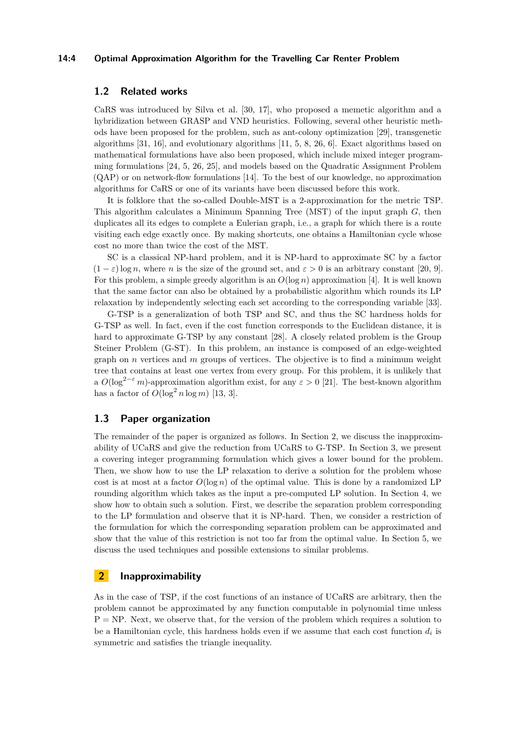### 1.2 Related works

CaRS was introduced by Silva et al. [30, 17], who proposed a memetic algorithm and a hybridization between GRASP and VND heuristics. Following, several other heuristic methods have been proposed for the problem, such as ant-colony optimization [29], transgenetic algorithms [31, 16], and evolutionary algorithms [11, 5, 8, 26, 6]. Exact algorithms based on mathematical formulations have also been proposed, which include mixed integer programming formulations [24, 5, 26, 25], and models based on the Quadratic Assignment Problem (QAP) or on network-flow formulations [14]. To the best of our knowledge, no approximation algorithms for CaRS or one of its variants have been discussed before this work.

It is folklore that the so-called Double-MST is a 2-approximation for the metric TSP. This algorithm calculates a Minimum Spanning Tree (MST) of the input graph $G$, then duplicates all its edges to complete a Eulerian graph, i.e., a graph for which there is a route visiting each edge exactly once. By making shortcuts, one obtains a Hamiltonian cycle whose cost no more than twice the cost of the MST.

SC is a classical NP-hard problem, and it is NP-hard to approximate SC by a factor $(1 - \varepsilon) \log n$, where $n$ is the size of the ground set, and $\varepsilon > 0$ is an arbitrary constant [20, 9]. For this problem, a simple greedy algorithm is an $O(\log n)$ approximation [4]. It is well known that the same factor can also be obtained by a probabilistic algorithm which rounds its LP relaxation by independently selecting each set according to the corresponding variable [33].

G-TSP is a generalization of both TSP and SC, and thus the SC hardness holds for G-TSP as well. In fact, even if the cost function corresponds to the Euclidean distance, it is hard to approximate G-TSP by any constant [28]. A closely related problem is the Group Steiner Problem (G-ST). In this problem, an instance is composed of an edge-weighted graph on $n$ vertices and $m$ groups of vertices. The objective is to find a minimum weight tree that contains at least one vertex from every group. For this problem, it is unlikely that a $O(\log^{2-\varepsilon} m)$-approximation algorithm exist, for any $\varepsilon > 0$ [21]. The best-known algorithm has a factor of $O(\log^2 n \log m)$ [13, 3].

### 1.3 Paper organization

The remainder of the paper is organized as follows. In Section 2, we discuss the inapproximability of UCaRS and give the reduction from UCaRS to G-TSP. In Section 3, we present a covering integer programming formulation which gives a lower bound for the problem. Then, we show how to use the LP relaxation to derive a solution for the problem whose cost is at most at a factor $O(\log n)$ of the optimal value. This is done by a randomized LP rounding algorithm which takes as the input a pre-computed LP solution. In Section 4, we show how to obtain such a solution. First, we describe the separation problem corresponding to the LP formulation and observe that it is NP-hard. Then, we consider a restriction of the formulation for which the corresponding separation problem can be approximated and show that the value of this restriction is not too far from the optimal value. In Section 5, we discuss the used techniques and possible extensions to similar problems.

## 2 Inapproximability

As in the case of TSP, if the cost functions of an instance of UCaRS are arbitrary, then the problem cannot be approximated by any function computable in polynomial time unless $\mathrm{P} = \mathrm{NP}$. Next, we observe that, for the version of the problem which requires a solution to be a Hamiltonian cycle, this hardness holds even if we assume that each cost function $d_i$ is symmetric and satisfies the triangle inequality.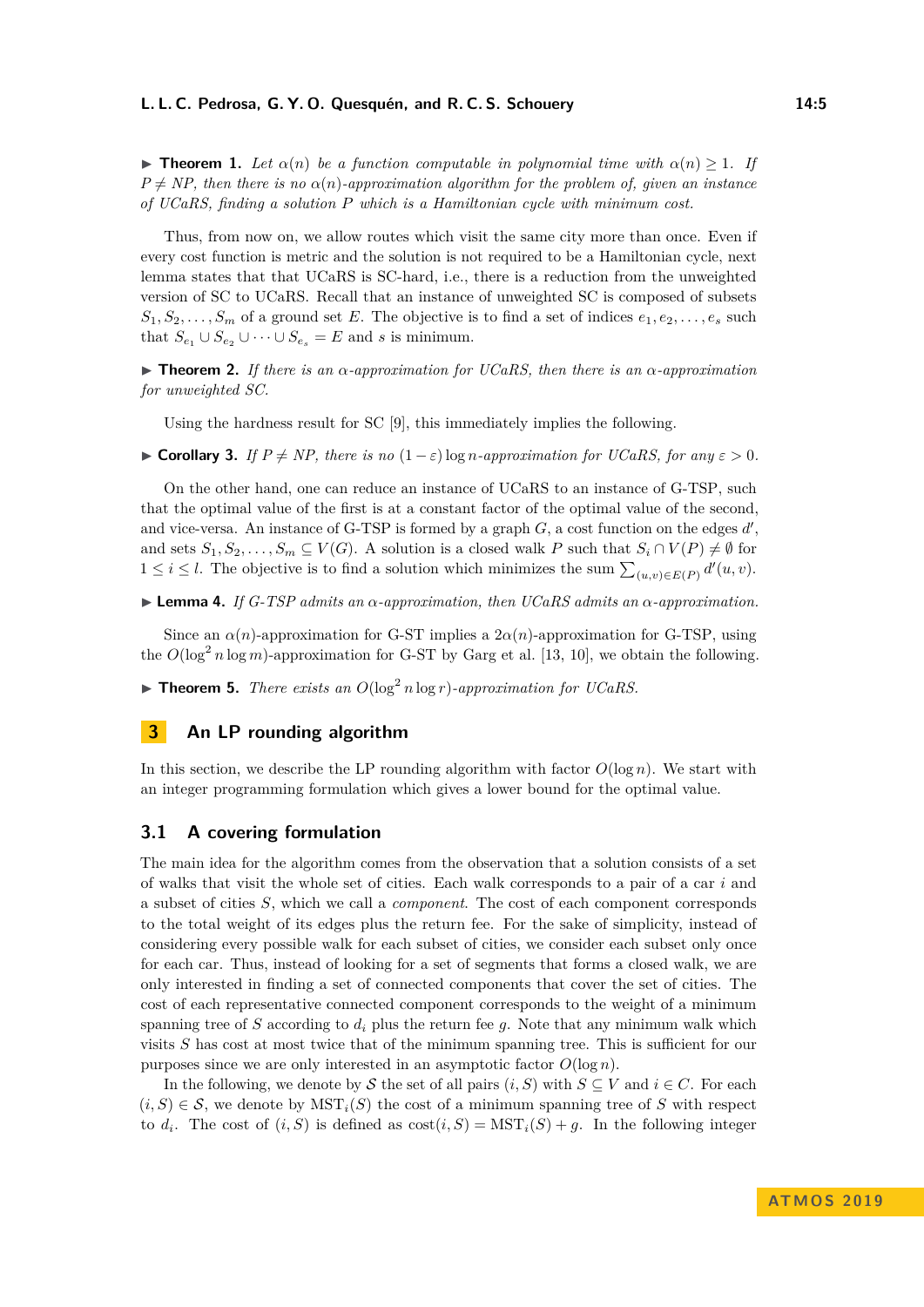▶ **Theorem 1.** *Let $\alpha(n)$ be a function computable in polynomial time with $\alpha(n) \geq 1$. If $P \neq NP$, then there is no $\alpha(n)$-approximation algorithm for the problem of, given an instance of UCaRS, finding a solution $P$ which is a Hamiltonian cycle with minimum cost.*

Thus, from now on, we allow routes which visit the same city more than once. Even if every cost function is metric and the solution is not required to be a Hamiltonian cycle, next lemma states that that UCaRS is SC-hard, i.e., there is a reduction from the unweighted version of SC to UCaRS. Recall that an instance of unweighted SC is composed of subsets $S_1, S_2, \ldots, S_m$ of a ground set $E$. The objective is to find a set of indices $e_1, e_2, \ldots, e_s$ such that $S_{e_1} \cup S_{e_2} \cup \cdots \cup S_{e_s} = E$ and $s$ is minimum.

▶ **Theorem 2.** *If there is an $\alpha$-approximation for UCaRS, then there is an $\alpha$-approximation for unweighted SC.*

Using the hardness result for SC [9], this immediately implies the following.

▶ **Corollary 3.** *If $P \neq NP$, there is no $(1-\varepsilon)\log n$-approximation for UCaRS, for any $\varepsilon > 0$.*

On the other hand, one can reduce an instance of UCaRS to an instance of G-TSP, such that the optimal value of the first is at a constant factor of the optimal value of the second, and vice-versa. An instance of G-TSP is formed by a graph $G$, a cost function on the edges $d'$, and sets $S_1, S_2, \ldots, S_m \subseteq V(G)$. A solution is a closed walk $P$ such that $S_i \cap V(P) \neq \emptyset$ for $1 \leq i \leq l$. The objective is to find a solution which minimizes the sum $\sum_{(u,v)\in E(P)} d'(u,v)$.

▶ **Lemma 4.** *If G-TSP admits an $\alpha$-approximation, then UCaRS admits an $\alpha$-approximation.*

Since an $\alpha(n)$-approximation for G-ST implies a $2\alpha(n)$-approximation for G-TSP, using the $O(\log^2 n \log m)$-approximation for G-ST by Garg et al. [13, 10], we obtain the following.

▶ **Theorem 5.** *There exists an $O(\log^2 n \log r)$-approximation for UCaRS.*

## 3 An LP rounding algorithm

In this section, we describe the LP rounding algorithm with factor $O(\log n)$. We start with an integer programming formulation which gives a lower bound for the optimal value.

### 3.1 A covering formulation

The main idea for the algorithm comes from the observation that a solution consists of a set of walks that visit the whole set of cities. Each walk corresponds to a pair of a car $i$ and a subset of cities $S$, which we call a *component*. The cost of each component corresponds to the total weight of its edges plus the return fee. For the sake of simplicity, instead of considering every possible walk for each subset of cities, we consider each subset only once for each car. Thus, instead of looking for a set of segments that forms a closed walk, we are only interested in finding a set of connected components that cover the set of cities. The cost of each representative connected component corresponds to the weight of a minimum spanning tree of $S$ according to $d_i$ plus the return fee $g$. Note that any minimum walk which visits $S$ has cost at most twice that of the minimum spanning tree. This is sufficient for our purposes since we are only interested in an asymptotic factor $O(\log n)$.

In the following, we denote by $\mathcal{S}$ the set of all pairs $(i, S)$ with $S \subseteq V$ and $i \in C$. For each $(i, S) \in \mathcal{S}$, we denote by $\mathrm{MST}_i(S)$ the cost of a minimum spanning tree of $S$ with respect to $d_i$. The cost of $(i, S)$ is defined as $\mathrm{cost}(i, S) = \mathrm{MST}_i(S) + g$. In the following integer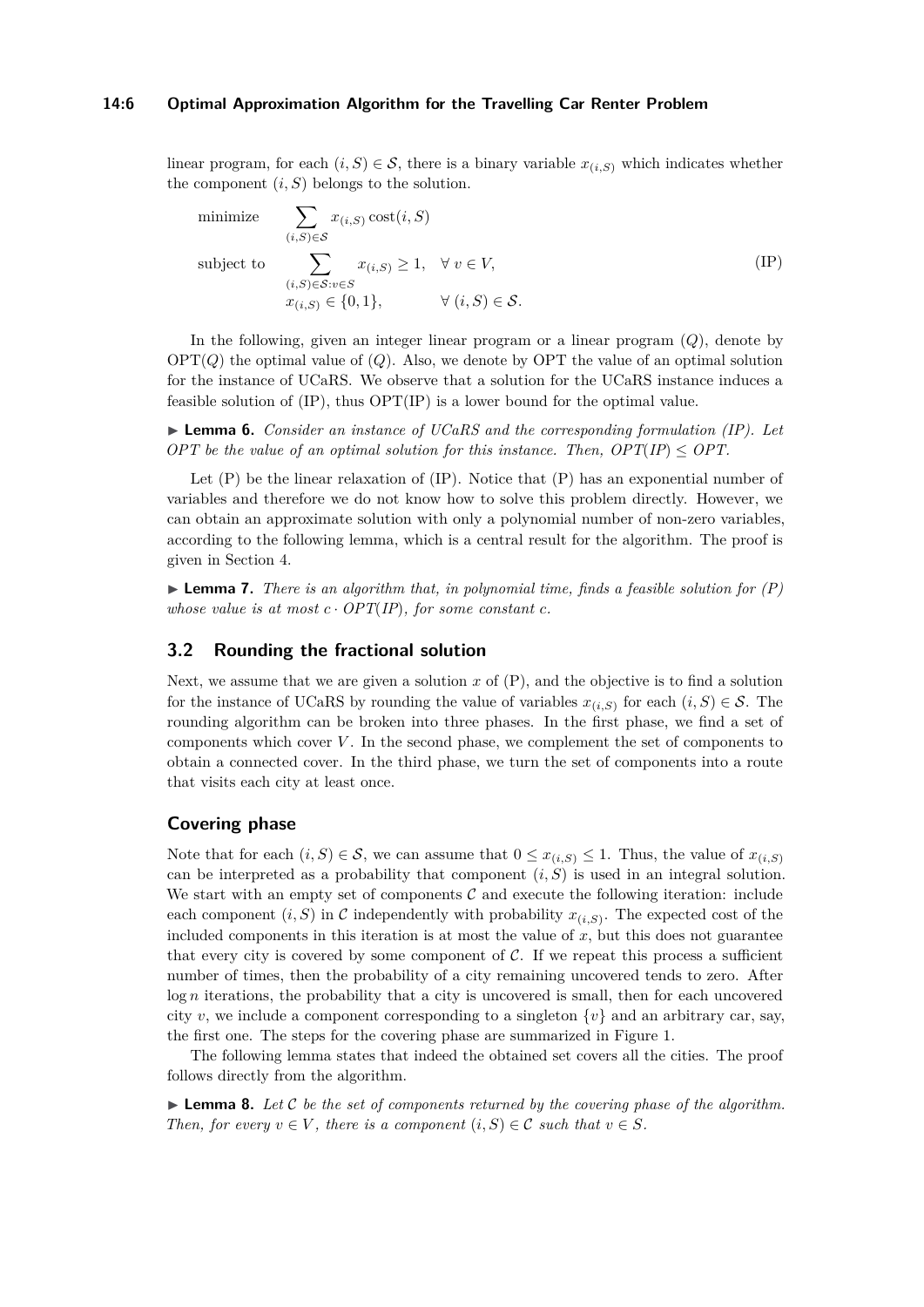linear program, for each $(i, S) \in \mathcal{S}$, there is a binary variable $x_{(i,S)}$ which indicates whether the component $(i, S)$ belongs to the solution.

$$
\begin{aligned}
\text{minimize} \quad & \sum_{(i,S)\in\mathcal{S}} x_{(i,S)} \operatorname{cost}(i, S) \\
\text{subject to} \quad & \sum_{(i,S)\in\mathcal{S}: v\in S} x_{(i,S)} \geq 1, \quad \forall\, v \in V, \\
& x_{(i,S)} \in \{0, 1\}, \qquad\quad \forall\, (i, S) \in \mathcal{S}.
\end{aligned}
\tag{IP}
$$

In the following, given an integer linear program or a linear program $(Q)$, denote by $\mathrm{OPT}(Q)$ the optimal value of $(Q)$. Also, we denote by OPT the value of an optimal solution for the instance of UCaRS. We observe that a solution for the UCaRS instance induces a feasible solution of (IP), thus OPT(IP) is a lower bound for the optimal value.

▶ **Lemma 6.** *Consider an instance of UCaRS and the corresponding formulation (IP). Let OPT be the value of an optimal solution for this instance. Then,* $OPT(IP) \leq OPT$.

Let (P) be the linear relaxation of (IP). Notice that (P) has an exponential number of variables and therefore we do not know how to solve this problem directly. However, we can obtain an approximate solution with only a polynomial number of non-zero variables, according to the following lemma, which is a central result for the algorithm. The proof is given in Section 4.

▶ **Lemma 7.** *There is an algorithm that, in polynomial time, finds a feasible solution for (P) whose value is at most* $c \cdot OPT(IP)$*, for some constant* $c$.

## 3.2 Rounding the fractional solution

Next, we assume that we are given a solution $x$ of (P), and the objective is to find a solution for the instance of UCaRS by rounding the value of variables $x_{(i,S)}$ for each $(i, S) \in \mathcal{S}$. The rounding algorithm can be broken into three phases. In the first phase, we find a set of components which cover $V$. In the second phase, we complement the set of components to obtain a connected cover. In the third phase, we turn the set of components into a route that visits each city at least once.

### Covering phase

Note that for each $(i, S) \in \mathcal{S}$, we can assume that $0 \leq x_{(i,S)} \leq 1$. Thus, the value of $x_{(i,S)}$ can be interpreted as a probability that component $(i, S)$ is used in an integral solution. We start with an empty set of components $\mathcal{C}$ and execute the following iteration: include each component $(i, S)$ in $\mathcal{C}$ independently with probability $x_{(i,S)}$. The expected cost of the included components in this iteration is at most the value of $x$, but this does not guarantee that every city is covered by some component of $\mathcal{C}$. If we repeat this process a sufficient number of times, then the probability of a city remaining uncovered tends to zero. After $\log n$ iterations, the probability that a city is uncovered is small, then for each uncovered city $v$, we include a component corresponding to a singleton $\{v\}$ and an arbitrary car, say, the first one. The steps for the covering phase are summarized in Figure 1.

The following lemma states that indeed the obtained set covers all the cities. The proof follows directly from the algorithm.

▶ **Lemma 8.** *Let* $\mathcal{C}$ *be the set of components returned by the covering phase of the algorithm. Then, for every* $v \in V$*, there is a component* $(i, S) \in \mathcal{C}$ *such that* $v \in S$.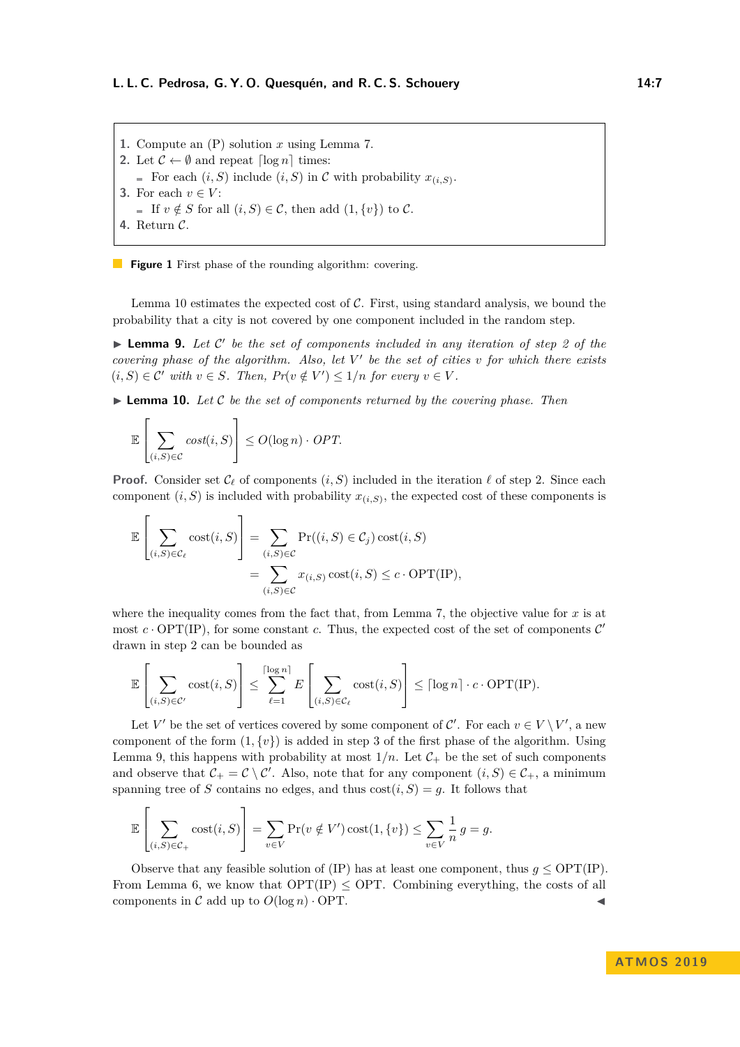1. Compute an (P) solution $x$ using Lemma 7.
2. Let $\mathcal{C} \leftarrow \emptyset$ and repeat $\lceil \log n \rceil$ times:
   - For each $(i, S)$ include $(i, S)$ in $\mathcal{C}$ with probability $x_{(i,S)}$.
3. For each $v \in V$:
   - If $v \notin S$ for all $(i, S) \in \mathcal{C}$, then add $(1, \{v\})$ to $\mathcal{C}$.
4. Return $\mathcal{C}$.

**Figure 1** First phase of the rounding algorithm: covering.

Lemma 10 estimates the expected cost of $\mathcal{C}$. First, using standard analysis, we bound the probability that a city is not covered by one component included in the random step.

▶ **Lemma 9.** *Let $\mathcal{C}'$ be the set of components included in any iteration of step 2 of the covering phase of the algorithm. Also, let $V'$ be the set of cities $v$ for which there exists $(i, S) \in \mathcal{C}'$ with $v \in S$. Then, $Pr(v \notin V') \leq 1/n$ for every $v \in V$.*

▶ **Lemma 10.** *Let $\mathcal{C}$ be the set of components returned by the covering phase. Then*

$$\mathbb{E}\left[\sum_{(i,S)\in\mathcal{C}} cost(i, S)\right] \leq O(\log n) \cdot OPT.$$

**Proof.** Consider set $\mathcal{C}_\ell$ of components $(i, S)$ included in the iteration $\ell$ of step 2. Since each component $(i, S)$ is included with probability $x_{(i,S)}$, the expected cost of these components is

$$\begin{aligned}\mathbb{E}\left[\sum_{(i,S)\in\mathcal{C}_\ell} \text{cost}(i, S)\right] &= \sum_{(i,S)\in\mathcal{C}} \Pr((i, S) \in \mathcal{C}_j) \,\text{cost}(i, S) \\ &= \sum_{(i,S)\in\mathcal{C}} x_{(i,S)} \,\text{cost}(i, S) \leq c \cdot \text{OPT(IP)},\end{aligned}$$

where the inequality comes from the fact that, from Lemma 7, the objective value for $x$ is at most $c \cdot \text{OPT(IP)}$, for some constant $c$. Thus, the expected cost of the set of components $\mathcal{C}'$ drawn in step 2 can be bounded as

$$\mathbb{E}\left[\sum_{(i,S)\in\mathcal{C}'} \text{cost}(i, S)\right] \leq \sum_{\ell=1}^{\lceil \log n \rceil} E\left[\sum_{(i,S)\in\mathcal{C}_\ell} \text{cost}(i, S)\right] \leq \lceil \log n \rceil \cdot c \cdot \text{OPT(IP)}.$$

Let $V'$ be the set of vertices covered by some component of $\mathcal{C}'$. For each $v \in V \setminus V'$, a new component of the form $(1, \{v\})$ is added in step 3 of the first phase of the algorithm. Using Lemma 9, this happens with probability at most $1/n$. Let $\mathcal{C}_+$ be the set of such components and observe that $\mathcal{C}_+ = \mathcal{C} \setminus \mathcal{C}'$. Also, note that for any component $(i, S) \in \mathcal{C}_+$, a minimum spanning tree of $S$ contains no edges, and thus $\text{cost}(i, S) = g$. It follows that

$$\mathbb{E}\left[\sum_{(i,S)\in\mathcal{C}_+} \text{cost}(i, S)\right] = \sum_{v\in V} \Pr(v \notin V') \,\text{cost}(1, \{v\}) \leq \sum_{v\in V} \frac{1}{n} g = g.$$

Observe that any feasible solution of (IP) has at least one component, thus $g \leq \text{OPT(IP)}$. From Lemma 6, we know that $\text{OPT(IP)} \leq \text{OPT}$. Combining everything, the costs of all components in $\mathcal{C}$ add up to $O(\log n) \cdot \text{OPT}$. ◀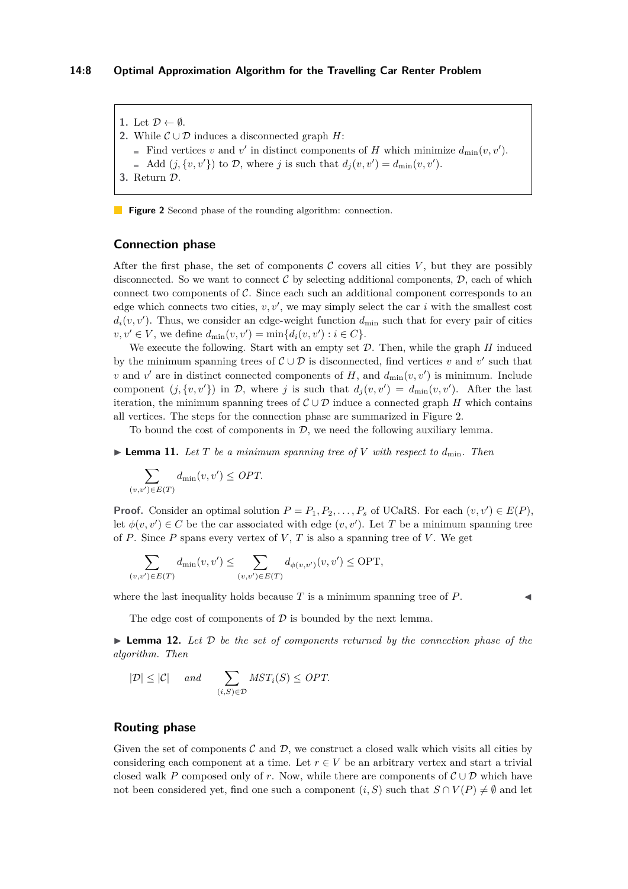1. Let $\mathcal{D} \leftarrow \emptyset$.
2. While $\mathcal{C} \cup \mathcal{D}$ induces a disconnected graph $H$:
   - Find vertices $v$ and $v'$ in distinct components of $H$ which minimize $d_{\min}(v, v')$.
   - Add $(j, \{v, v'\})$ to $\mathcal{D}$, where $j$ is such that $d_j(v, v') = d_{\min}(v, v')$.
3. Return $\mathcal{D}$.

**Figure 2** Second phase of the rounding algorithm: connection.

## Connection phase

After the first phase, the set of components $\mathcal{C}$ covers all cities $V$, but they are possibly disconnected. So we want to connect $\mathcal{C}$ by selecting additional components, $\mathcal{D}$, each of which connect two components of $\mathcal{C}$. Since each such an additional component corresponds to an edge which connects two cities, $v, v'$, we may simply select the car $i$ with the smallest cost $d_i(v, v')$. Thus, we consider an edge-weight function $d_{\min}$ such that for every pair of cities $v, v' \in V$, we define $d_{\min}(v, v') = \min\{d_i(v, v') : i \in C\}$.

We execute the following. Start with an empty set $\mathcal{D}$. Then, while the graph $H$ induced by the minimum spanning trees of $\mathcal{C} \cup \mathcal{D}$ is disconnected, find vertices $v$ and $v'$ such that $v$ and $v'$ are in distinct connected components of $H$, and $d_{\min}(v, v')$ is minimum. Include component $(j, \{v, v'\})$ in $\mathcal{D}$, where $j$ is such that $d_j(v, v') = d_{\min}(v, v')$. After the last iteration, the minimum spanning trees of $\mathcal{C} \cup \mathcal{D}$ induce a connected graph $H$ which contains all vertices. The steps for the connection phase are summarized in Figure 2.

To bound the cost of components in $\mathcal{D}$, we need the following auxiliary lemma.

▶ **Lemma 11.** *Let $T$ be a minimum spanning tree of $V$ with respect to $d_{\min}$. Then*

$$\sum_{(v,v') \in E(T)} d_{\min}(v, v') \leq OPT.$$

**Proof.** Consider an optimal solution $P = P_1, P_2, \ldots, P_s$ of UCaRS. For each $(v, v') \in E(P)$, let $\phi(v, v') \in C$ be the car associated with edge $(v, v')$. Let $T$ be a minimum spanning tree of $P$. Since $P$ spans every vertex of $V$, $T$ is also a spanning tree of $V$. We get

$$\sum_{(v,v') \in E(T)} d_{\min}(v, v') \leq \sum_{(v,v') \in E(T)} d_{\phi(v,v')}(v, v') \leq \text{OPT},$$

where the last inequality holds because $T$ is a minimum spanning tree of $P$. ◀

The edge cost of components of $\mathcal{D}$ is bounded by the next lemma.

▶ **Lemma 12.** *Let $\mathcal{D}$ be the set of components returned by the connection phase of the algorithm. Then*

$$|\mathcal{D}| \leq |\mathcal{C}| \quad \text{and} \quad \sum_{(i,S) \in \mathcal{D}} MST_i(S) \leq OPT.$$

## Routing phase

Given the set of components $\mathcal{C}$ and $\mathcal{D}$, we construct a closed walk which visits all cities by considering each component at a time. Let $r \in V$ be an arbitrary vertex and start a trivial closed walk $P$ composed only of $r$. Now, while there are components of $\mathcal{C} \cup \mathcal{D}$ which have not been considered yet, find one such a component $(i, S)$ such that $S \cap V(P) \neq \emptyset$ and let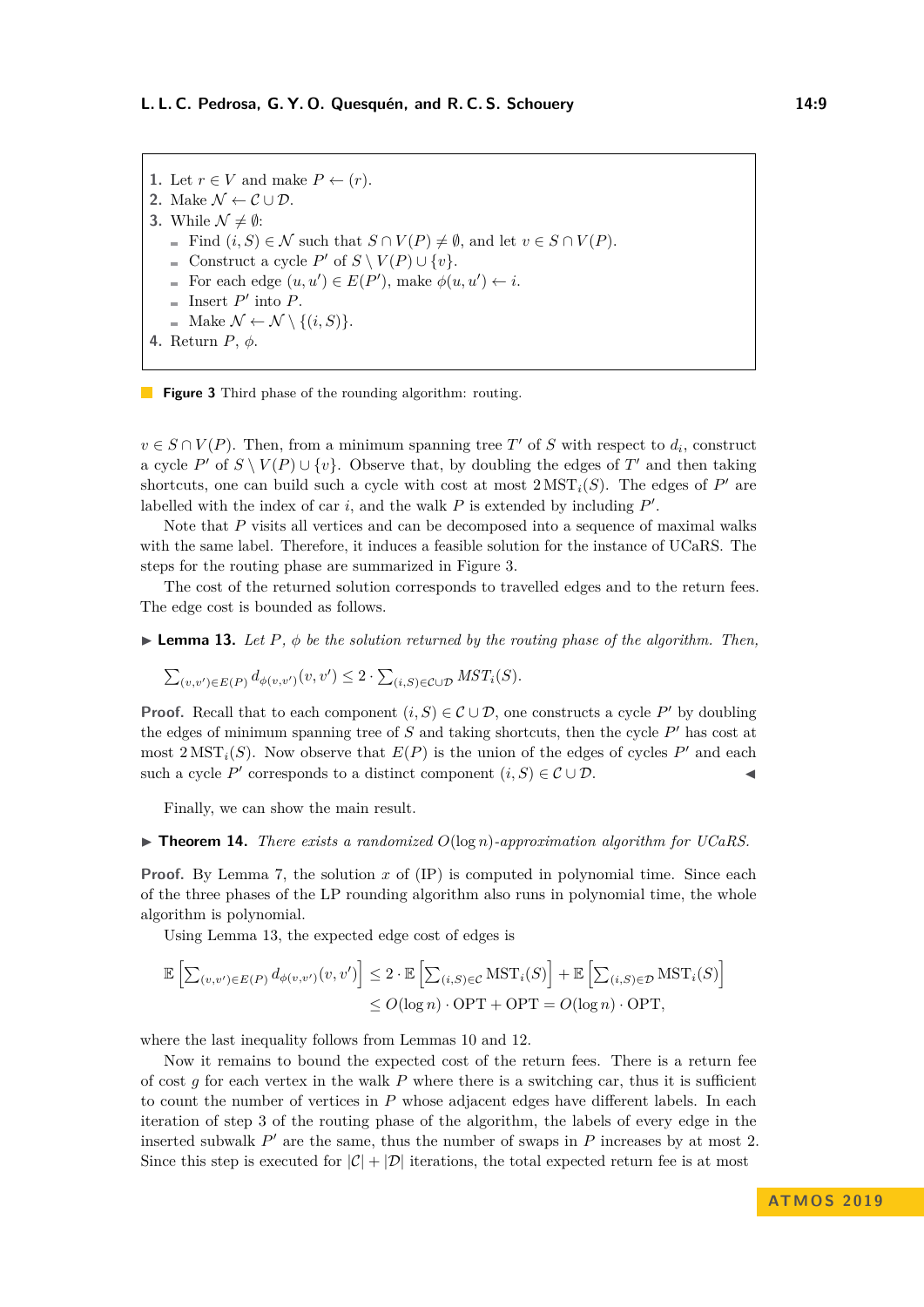1. Let $r \in V$ and make $P \leftarrow (r)$.
2. Make $\mathcal{N} \leftarrow \mathcal{C} \cup \mathcal{D}$.
3. While $\mathcal{N} \neq \emptyset$:
   - Find $(i, S) \in \mathcal{N}$ such that $S \cap V(P) \neq \emptyset$, and let $v \in S \cap V(P)$.
   - Construct a cycle $P'$ of $S \setminus V(P) \cup \{v\}$.
   - For each edge $(u, u') \in E(P')$, make $\phi(u, u') \leftarrow i$.
   - Insert $P'$ into $P$.
   - Make $\mathcal{N} \leftarrow \mathcal{N} \setminus \{(i, S)\}$.
4. Return $P$, $\phi$.

**Figure 3** Third phase of the rounding algorithm: routing.

$v \in S \cap V(P)$. Then, from a minimum spanning tree $T'$ of $S$ with respect to $d_i$, construct a cycle $P'$ of $S \setminus V(P) \cup \{v\}$. Observe that, by doubling the edges of $T'$ and then taking shortcuts, one can build such a cycle with cost at most $2\,\mathrm{MST}_i(S)$. The edges of $P'$ are labelled with the index of car $i$, and the walk $P$ is extended by including $P'$.

Note that $P$ visits all vertices and can be decomposed into a sequence of maximal walks with the same label. Therefore, it induces a feasible solution for the instance of UCaRS. The steps for the routing phase are summarized in Figure 3.

The cost of the returned solution corresponds to travelled edges and to the return fees. The edge cost is bounded as follows.

▶ **Lemma 13.** *Let $P$, $\phi$ be the solution returned by the routing phase of the algorithm. Then,*

$$\textstyle\sum_{(v,v') \in E(P)} d_{\phi(v,v')}(v, v') \leq 2 \cdot \sum_{(i,S) \in \mathcal{C} \cup \mathcal{D}} MST_i(S).$$

**Proof.** Recall that to each component $(i, S) \in \mathcal{C} \cup \mathcal{D}$, one constructs a cycle $P'$ by doubling the edges of minimum spanning tree of $S$ and taking shortcuts, then the cycle $P'$ has cost at most $2\,\mathrm{MST}_i(S)$. Now observe that $E(P)$ is the union of the edges of cycles $P'$ and each such a cycle $P'$ corresponds to a distinct component $(i, S) \in \mathcal{C} \cup \mathcal{D}$. ◀

Finally, we can show the main result.

▶ **Theorem 14.** *There exists a randomized $O(\log n)$-approximation algorithm for UCaRS.*

**Proof.** By Lemma 7, the solution $x$ of (IP) is computed in polynomial time. Since each of the three phases of the LP rounding algorithm also runs in polynomial time, the whole algorithm is polynomial.

Using Lemma 13, the expected edge cost of edges is

$$\begin{aligned}\mathbb{E}\left[\textstyle\sum_{(v,v') \in E(P)} d_{\phi(v,v')}(v, v')\right] &\leq 2 \cdot \mathbb{E}\left[\textstyle\sum_{(i,S) \in \mathcal{C}} \mathrm{MST}_i(S)\right] + \mathbb{E}\left[\textstyle\sum_{(i,S) \in \mathcal{D}} \mathrm{MST}_i(S)\right] \\ &\leq O(\log n) \cdot \mathrm{OPT} + \mathrm{OPT} = O(\log n) \cdot \mathrm{OPT},\end{aligned}$$

where the last inequality follows from Lemmas 10 and 12.

Now it remains to bound the expected cost of the return fees. There is a return fee of cost $g$ for each vertex in the walk $P$ where there is a switching car, thus it is sufficient to count the number of vertices in $P$ whose adjacent edges have different labels. In each iteration of step 3 of the routing phase of the algorithm, the labels of every edge in the inserted subwalk $P'$ are the same, thus the number of swaps in $P$ increases by at most 2. Since this step is executed for $|\mathcal{C}| + |\mathcal{D}|$ iterations, the total expected return fee is at most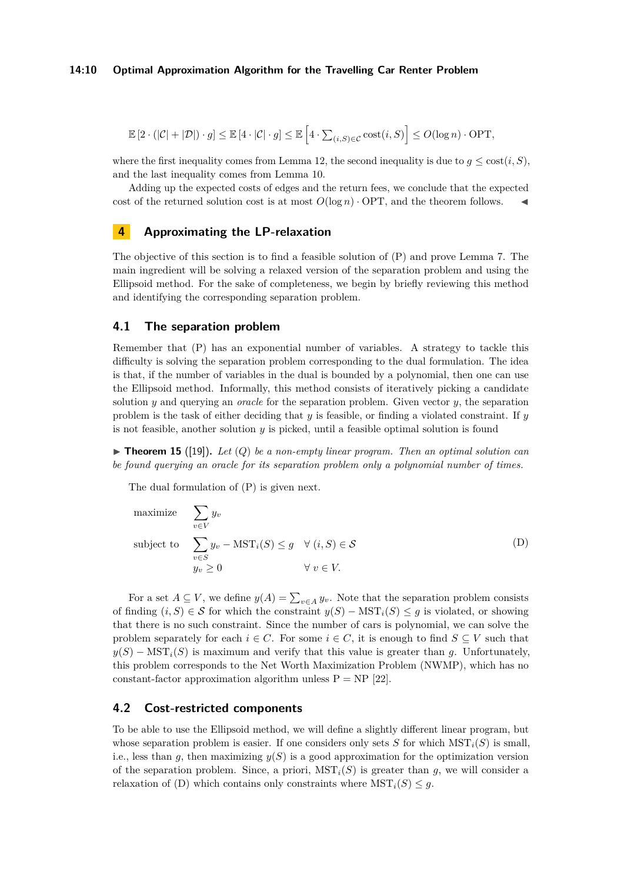$$\mathbb{E}\left[2 \cdot (|\mathcal{C}| + |\mathcal{D}|) \cdot g\right] \leq \mathbb{E}\left[4 \cdot |\mathcal{C}| \cdot g\right] \leq \mathbb{E}\left[4 \cdot \sum_{(i,S) \in \mathcal{C}} \text{cost}(i, S)\right] \leq O(\log n) \cdot \text{OPT},$$

where the first inequality comes from Lemma 12, the second inequality is due to $g \leq \text{cost}(i, S)$, and the last inequality comes from Lemma 10.

Adding up the expected costs of edges and the return fees, we conclude that the expected cost of the returned solution cost is at most $O(\log n) \cdot \text{OPT}$, and the theorem follows. ◀

## 4 Approximating the LP-relaxation

The objective of this section is to find a feasible solution of (P) and prove Lemma 7. The main ingredient will be solving a relaxed version of the separation problem and using the Ellipsoid method. For the sake of completeness, we begin by briefly reviewing this method and identifying the corresponding separation problem.

### 4.1 The separation problem

Remember that (P) has an exponential number of variables. A strategy to tackle this difficulty is solving the separation problem corresponding to the dual formulation. The idea is that, if the number of variables in the dual is bounded by a polynomial, then one can use the Ellipsoid method. Informally, this method consists of iteratively picking a candidate solution $y$ and querying an *oracle* for the separation problem. Given vector $y$, the separation problem is the task of either deciding that $y$ is feasible, or finding a violated constraint. If $y$ is not feasible, another solution $y$ is picked, until a feasible optimal solution is found

▶ **Theorem 15** ([19]). *Let (Q) be a non-empty linear program. Then an optimal solution can be found querying an oracle for its separation problem only a polynomial number of times.*

The dual formulation of (P) is given next.

$$\begin{aligned}
\text{maximize} \quad & \sum_{v \in V} y_v \\
\text{subject to} \quad & \sum_{v \in S} y_v - \text{MST}_i(S) \leq g \quad \forall\, (i, S) \in \mathcal{S} \\
& y_v \geq 0 \qquad\qquad\qquad\qquad \forall\, v \in V.
\end{aligned} \tag{D}$$

For a set $A \subseteq V$, we define $y(A) = \sum_{v \in A} y_v$. Note that the separation problem consists of finding $(i, S) \in \mathcal{S}$ for which the constraint $y(S) - \text{MST}_i(S) \leq g$ is violated, or showing that there is no such constraint. Since the number of cars is polynomial, we can solve the problem separately for each $i \in C$. For some $i \in C$, it is enough to find $S \subseteq V$ such that $y(S) - \text{MST}_i(S)$ is maximum and verify that this value is greater than $g$. Unfortunately, this problem corresponds to the Net Worth Maximization Problem (NWMP), which has no constant-factor approximation algorithm unless P = NP [22].

### 4.2 Cost-restricted components

To be able to use the Ellipsoid method, we will define a slightly different linear program, but whose separation problem is easier. If one considers only sets $S$ for which $\text{MST}_i(S)$ is small, i.e., less than $g$, then maximizing $y(S)$ is a good approximation for the optimization version of the separation problem. Since, a priori, $\text{MST}_i(S)$ is greater than $g$, we will consider a relaxation of (D) which contains only constraints where $\text{MST}_i(S) \leq g$.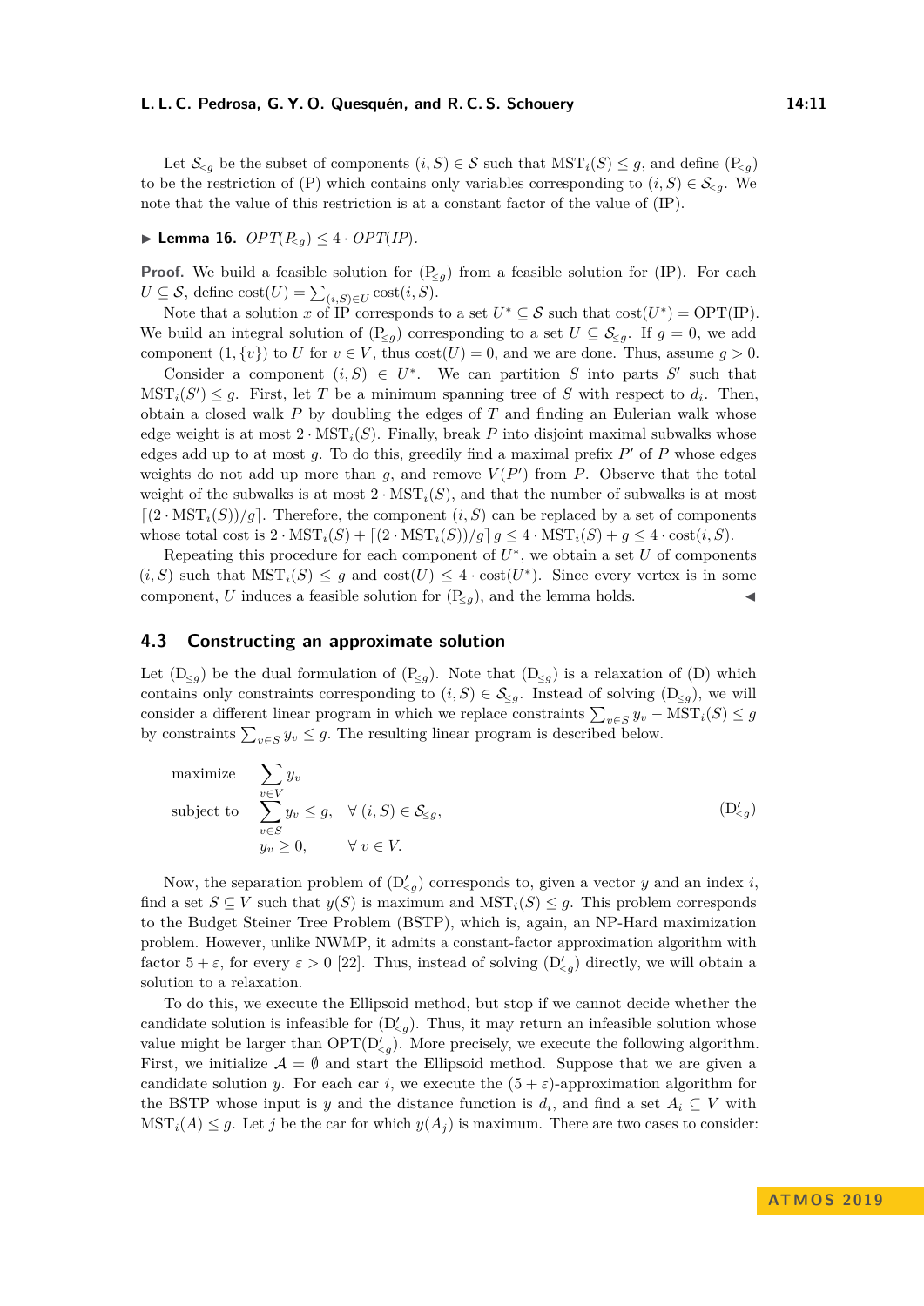Let $\mathcal{S}_{\leq g}$ be the subset of components $(i, S) \in \mathcal{S}$ such that $\mathrm{MST}_i(S) \leq g$, and define $(\mathrm{P}_{\leq g})$ to be the restriction of (P) which contains only variables corresponding to $(i, S) \in \mathcal{S}_{\leq g}$. We note that the value of this restriction is at a constant factor of the value of (IP).

▶ **Lemma 16.** *$OPT(P_{\leq g}) \leq 4 \cdot OPT(IP)$.*

**Proof.** We build a feasible solution for $(\mathrm{P}_{\leq g})$ from a feasible solution for (IP). For each $U \subseteq \mathcal{S}$, define $\mathrm{cost}(U) = \sum_{(i,S)\in U} \mathrm{cost}(i, S)$.

Note that a solution $x$ of IP corresponds to a set $U^* \subseteq \mathcal{S}$ such that $\mathrm{cost}(U^*) = \mathrm{OPT(IP)}$. We build an integral solution of $(\mathrm{P}_{\leq g})$ corresponding to a set $U \subseteq \mathcal{S}_{\leq g}$. If $g = 0$, we add component $(1, \{v\})$ to $U$ for $v \in V$, thus $\mathrm{cost}(U) = 0$, and we are done. Thus, assume $g > 0$.

Consider a component $(i, S) \in U^*$. We can partition $S$ into parts $S'$ such that $\mathrm{MST}_i(S') \leq g$. First, let $T$ be a minimum spanning tree of $S$ with respect to $d_i$. Then, obtain a closed walk $P$ by doubling the edges of $T$ and finding an Eulerian walk whose edge weight is at most $2 \cdot \mathrm{MST}_i(S)$. Finally, break $P$ into disjoint maximal subwalks whose edges add up to at most $g$. To do this, greedily find a maximal prefix $P'$ of $P$ whose edges weights do not add up more than $g$, and remove $V(P')$ from $P$. Observe that the total weight of the subwalks is at most $2 \cdot \mathrm{MST}_i(S)$, and that the number of subwalks is at most $\lceil (2 \cdot \mathrm{MST}_i(S))/g \rceil$. Therefore, the component $(i, S)$ can be replaced by a set of components whose total cost is $2 \cdot \mathrm{MST}_i(S) + \lceil (2 \cdot \mathrm{MST}_i(S))/g \rceil\, g \leq 4 \cdot \mathrm{MST}_i(S) + g \leq 4 \cdot \mathrm{cost}(i, S)$.

Repeating this procedure for each component of $U^*$, we obtain a set $U$ of components $(i, S)$ such that $\mathrm{MST}_i(S) \leq g$ and $\mathrm{cost}(U) \leq 4 \cdot \mathrm{cost}(U^*)$. Since every vertex is in some component, $U$ induces a feasible solution for $(\mathrm{P}_{\leq g})$, and the lemma holds. ◀

## 4.3 Constructing an approximate solution

Let $(\mathrm{D}_{\leq g})$ be the dual formulation of $(\mathrm{P}_{\leq g})$. Note that $(\mathrm{D}_{\leq g})$ is a relaxation of (D) which contains only constraints corresponding to $(i, S) \in \mathcal{S}_{\leq g}$. Instead of solving $(\mathrm{D}_{\leq g})$, we will consider a different linear program in which we replace constraints $\sum_{v\in S} y_v - \mathrm{MST}_i(S) \leq g$ by constraints $\sum_{v\in S} y_v \leq g$. The resulting linear program is described below.

$$
\begin{aligned}
\text{maximize} \quad & \sum_{v\in V} y_v \\
\text{subject to} \quad & \sum_{v\in S} y_v \leq g, \quad \forall\, (i, S) \in \mathcal{S}_{\leq g}, \\
& y_v \geq 0, \qquad \forall\, v \in V.
\end{aligned}
\qquad (\mathrm{D}'_{\leq g})
$$

Now, the separation problem of $(\mathrm{D}'_{\leq g})$ corresponds to, given a vector $y$ and an index $i$, find a set $S \subseteq V$ such that $y(S)$ is maximum and $\mathrm{MST}_i(S) \leq g$. This problem corresponds to the Budget Steiner Tree Problem (BSTP), which is, again, an NP-Hard maximization problem. However, unlike NWMP, it admits a constant-factor approximation algorithm with factor $5 + \varepsilon$, for every $\varepsilon > 0$ [22]. Thus, instead of solving $(\mathrm{D}'_{\leq g})$ directly, we will obtain a solution to a relaxation.

To do this, we execute the Ellipsoid method, but stop if we cannot decide whether the candidate solution is infeasible for $(\mathrm{D}'_{\leq g})$. Thus, it may return an infeasible solution whose value might be larger than $\mathrm{OPT}(\mathrm{D}'_{\leq g})$. More precisely, we execute the following algorithm. First, we initialize $\mathcal{A} = \emptyset$ and start the Ellipsoid method. Suppose that we are given a candidate solution $y$. For each car $i$, we execute the $(5 + \varepsilon)$-approximation algorithm for the BSTP whose input is $y$ and the distance function is $d_i$, and find a set $A_i \subseteq V$ with $\mathrm{MST}_i(A) \leq g$. Let $j$ be the car for which $y(A_j)$ is maximum. There are two cases to consider: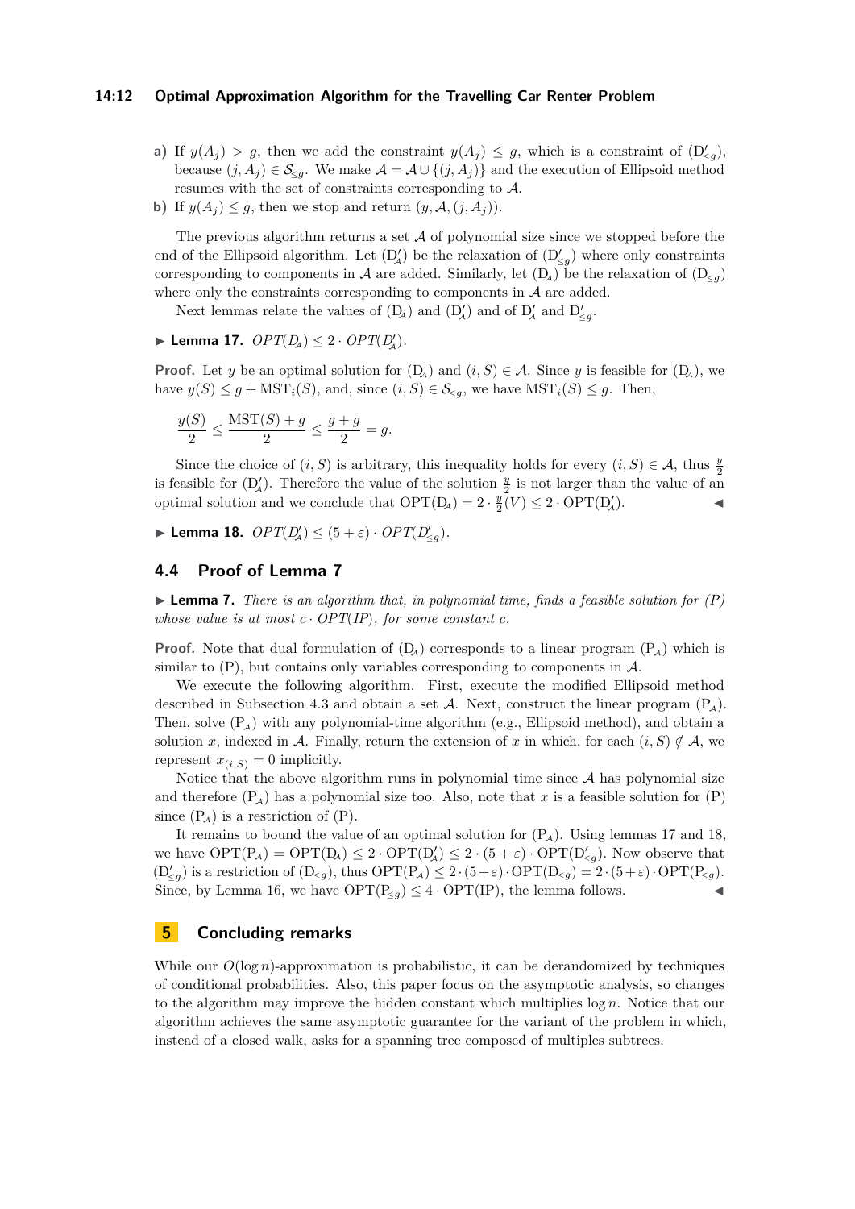**a)** If $y(A_j) > g$, then we add the constraint $y(A_j) \leq g$, which is a constraint of $(\mathrm{D}'_{\leq g})$, because $(j, A_j) \in \mathcal{S}_{\leq g}$. We make $\mathcal{A} = \mathcal{A} \cup \{(j, A_j)\}$ and the execution of Ellipsoid method resumes with the set of constraints corresponding to $\mathcal{A}$.

**b)** If $y(A_j) \leq g$, then we stop and return $(y, \mathcal{A}, (j, A_j))$.

The previous algorithm returns a set $\mathcal{A}$ of polynomial size since we stopped before the end of the Ellipsoid algorithm. Let $(\mathrm{D}'_{\mathcal{A}})$ be the relaxation of $(\mathrm{D}'_{\leq g})$ where only constraints corresponding to components in $\mathcal{A}$ are added. Similarly, let $(\mathrm{D}_{\mathcal{A}})$ be the relaxation of $(\mathrm{D}_{\leq g})$ where only the constraints corresponding to components in $\mathcal{A}$ are added.

Next lemmas relate the values of $(\mathrm{D}_{\mathcal{A}})$ and $(\mathrm{D}'_{\mathcal{A}})$ and of $\mathrm{D}'_{\mathcal{A}}$ and $\mathrm{D}'_{\leq g}$.

▶ **Lemma 17.** *$OPT(D_{\mathcal{A}}) \leq 2 \cdot OPT(D'_{\mathcal{A}})$.*

**Proof.** Let $y$ be an optimal solution for $(\mathrm{D}_{\mathcal{A}})$ and $(i, S) \in \mathcal{A}$. Since $y$ is feasible for $(\mathrm{D}_{\mathcal{A}})$, we have $y(S) \leq g + \mathrm{MST}_i(S)$, and, since $(i, S) \in \mathcal{S}_{\leq g}$, we have $\mathrm{MST}_i(S) \leq g$. Then,

$$\frac{y(S)}{2} \leq \frac{\mathrm{MST}(S) + g}{2} \leq \frac{g + g}{2} = g.$$

Since the choice of $(i, S)$ is arbitrary, this inequality holds for every $(i, S) \in \mathcal{A}$, thus $\frac{y}{2}$ is feasible for $(\mathrm{D}'_{\mathcal{A}})$. Therefore the value of the solution $\frac{y}{2}$ is not larger than the value of an optimal solution and we conclude that $\mathrm{OPT}(\mathrm{D}_{\mathcal{A}}) = 2 \cdot \frac{y}{2}(V) \leq 2 \cdot \mathrm{OPT}(\mathrm{D}'_{\mathcal{A}})$. ◀

▶ **Lemma 18.** *$OPT(D'_{\mathcal{A}}) \leq (5 + \varepsilon) \cdot OPT(D'_{\leq g})$.*

## 4.4 Proof of Lemma 7

▶ **Lemma 7.** *There is an algorithm that, in polynomial time, finds a feasible solution for (P) whose value is at most $c \cdot OPT(IP)$, for some constant $c$.*

**Proof.** Note that dual formulation of $(\mathrm{D}_{\mathcal{A}})$ corresponds to a linear program $(\mathrm{P}_{\mathcal{A}})$ which is similar to (P), but contains only variables corresponding to components in $\mathcal{A}$.

We execute the following algorithm. First, execute the modified Ellipsoid method described in Subsection 4.3 and obtain a set $\mathcal{A}$. Next, construct the linear program $(\mathrm{P}_{\mathcal{A}})$. Then, solve $(\mathrm{P}_{\mathcal{A}})$ with any polynomial-time algorithm (e.g., Ellipsoid method), and obtain a solution $x$, indexed in $\mathcal{A}$. Finally, return the extension of $x$ in which, for each $(i, S) \notin \mathcal{A}$, we represent $x_{(i,S)} = 0$ implicitly.

Notice that the above algorithm runs in polynomial time since $\mathcal{A}$ has polynomial size and therefore $(\mathrm{P}_{\mathcal{A}})$ has a polynomial size too. Also, note that $x$ is a feasible solution for (P) since $(\mathrm{P}_{\mathcal{A}})$ is a restriction of (P).

It remains to bound the value of an optimal solution for $(\mathrm{P}_{\mathcal{A}})$. Using lemmas 17 and 18, we have $\mathrm{OPT}(\mathrm{P}_{\mathcal{A}}) = \mathrm{OPT}(\mathrm{D}_{\mathcal{A}}) \leq 2 \cdot \mathrm{OPT}(\mathrm{D}'_{\mathcal{A}}) \leq 2 \cdot (5 + \varepsilon) \cdot \mathrm{OPT}(\mathrm{D}'_{\leq g})$. Now observe that $(\mathrm{D}'_{\leq g})$ is a restriction of $(\mathrm{D}_{\leq g})$, thus $\mathrm{OPT}(\mathrm{P}_{\mathcal{A}}) \leq 2 \cdot (5+\varepsilon) \cdot \mathrm{OPT}(\mathrm{D}_{\leq g}) = 2 \cdot (5+\varepsilon) \cdot \mathrm{OPT}(\mathrm{P}_{\leq g})$. Since, by Lemma 16, we have $\mathrm{OPT}(\mathrm{P}_{\leq g}) \leq 4 \cdot \mathrm{OPT}(\mathrm{IP})$, the lemma follows. ◀

# 5 Concluding remarks

While our $O(\log n)$-approximation is probabilistic, it can be derandomized by techniques of conditional probabilities. Also, this paper focus on the asymptotic analysis, so changes to the algorithm may improve the hidden constant which multiplies $\log n$. Notice that our algorithm achieves the same asymptotic guarantee for the variant of the problem in which, instead of a closed walk, asks for a spanning tree composed of multiples subtrees.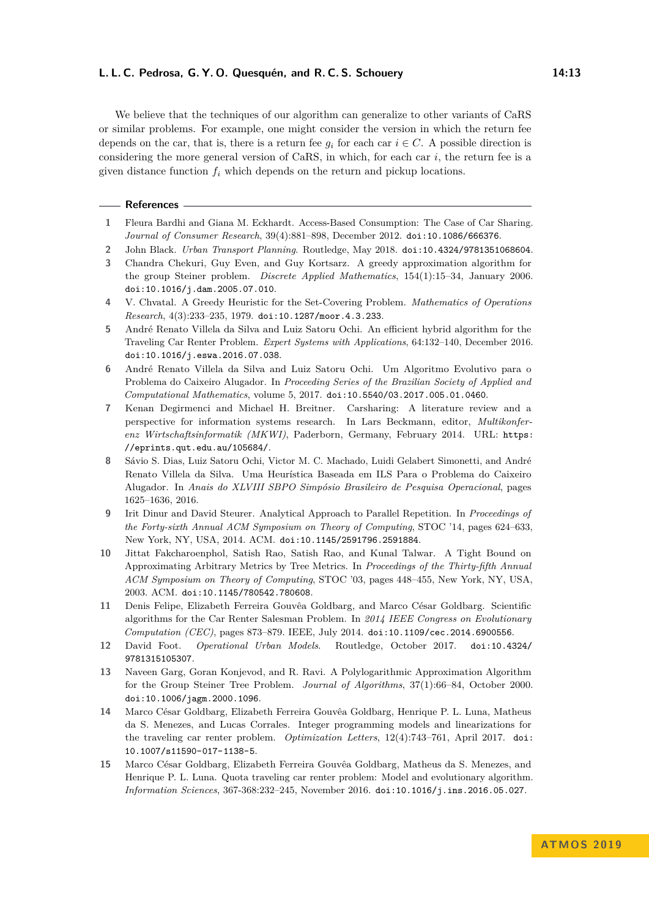We believe that the techniques of our algorithm can generalize to other variants of CaRS or similar problems. For example, one might consider the version in which the return fee depends on the car, that is, there is a return fee $g_i$ for each car $i \in C$. A possible direction is considering the more general version of CaRS, in which, for each car $i$, the return fee is a given distance function $f_i$ which depends on the return and pickup locations.

## References

1. Fleura Bardhi and Giana M. Eckhardt. Access-Based Consumption: The Case of Car Sharing. *Journal of Consumer Research*, 39(4):881–898, December 2012. doi:10.1086/666376.
2. John Black. *Urban Transport Planning*. Routledge, May 2018. doi:10.4324/9781351068604.
3. Chandra Chekuri, Guy Even, and Guy Kortsarz. A greedy approximation algorithm for the group Steiner problem. *Discrete Applied Mathematics*, 154(1):15–34, January 2006. doi:10.1016/j.dam.2005.07.010.
4. V. Chvatal. A Greedy Heuristic for the Set-Covering Problem. *Mathematics of Operations Research*, 4(3):233–235, 1979. doi:10.1287/moor.4.3.233.
5. André Renato Villela da Silva and Luiz Satoru Ochi. An efficient hybrid algorithm for the Traveling Car Renter Problem. *Expert Systems with Applications*, 64:132–140, December 2016. doi:10.1016/j.eswa.2016.07.038.
6. André Renato Villela da Silva and Luiz Satoru Ochi. Um Algoritmo Evolutivo para o Problema do Caixeiro Alugador. In *Proceeding Series of the Brazilian Society of Applied and Computational Mathematics*, volume 5, 2017. doi:10.5540/03.2017.005.01.0460.
7. Kenan Degirmenci and Michael H. Breitner. Carsharing: A literature review and a perspective for information systems research. In Lars Beckmann, editor, *Multikonferenz Wirtschaftsinformatik (MKWI)*, Paderborn, Germany, February 2014. URL: https://eprints.qut.edu.au/105684/.
8. Sávio S. Dias, Luiz Satoru Ochi, Victor M. C. Machado, Luidi Gelabert Simonetti, and André Renato Villela da Silva. Uma Heurística Baseada em ILS Para o Problema do Caixeiro Alugador. In *Anais do XLVIII SBPO Simpósio Brasileiro de Pesquisa Operacional*, pages 1625–1636, 2016.
9. Irit Dinur and David Steurer. Analytical Approach to Parallel Repetition. In *Proceedings of the Forty-sixth Annual ACM Symposium on Theory of Computing*, STOC '14, pages 624–633, New York, NY, USA, 2014. ACM. doi:10.1145/2591796.2591884.
10. Jittat Fakcharoenphol, Satish Rao, Satish Rao, and Kunal Talwar. A Tight Bound on Approximating Arbitrary Metrics by Tree Metrics. In *Proceedings of the Thirty-fifth Annual ACM Symposium on Theory of Computing*, STOC '03, pages 448–455, New York, NY, USA, 2003. ACM. doi:10.1145/780542.780608.
11. Denis Felipe, Elizabeth Ferreira Gouvêa Goldbarg, and Marco César Goldbarg. Scientific algorithms for the Car Renter Salesman Problem. In *2014 IEEE Congress on Evolutionary Computation (CEC)*, pages 873–879. IEEE, July 2014. doi:10.1109/cec.2014.6900556.
12. David Foot. *Operational Urban Models*. Routledge, October 2017. doi:10.4324/9781315105307.
13. Naveen Garg, Goran Konjevod, and R. Ravi. A Polylogarithmic Approximation Algorithm for the Group Steiner Tree Problem. *Journal of Algorithms*, 37(1):66–84, October 2000. doi:10.1006/jagm.2000.1096.
14. Marco César Goldbarg, Elizabeth Ferreira Gouvêa Goldbarg, Henrique P. L. Luna, Matheus da S. Menezes, and Lucas Corrales. Integer programming models and linearizations for the traveling car renter problem. *Optimization Letters*, 12(4):743–761, April 2017. doi:10.1007/s11590-017-1138-5.
15. Marco César Goldbarg, Elizabeth Ferreira Gouvêa Goldbarg, Matheus da S. Menezes, and Henrique P. L. Luna. Quota traveling car renter problem: Model and evolutionary algorithm. *Information Sciences*, 367-368:232–245, November 2016. doi:10.1016/j.ins.2016.05.027.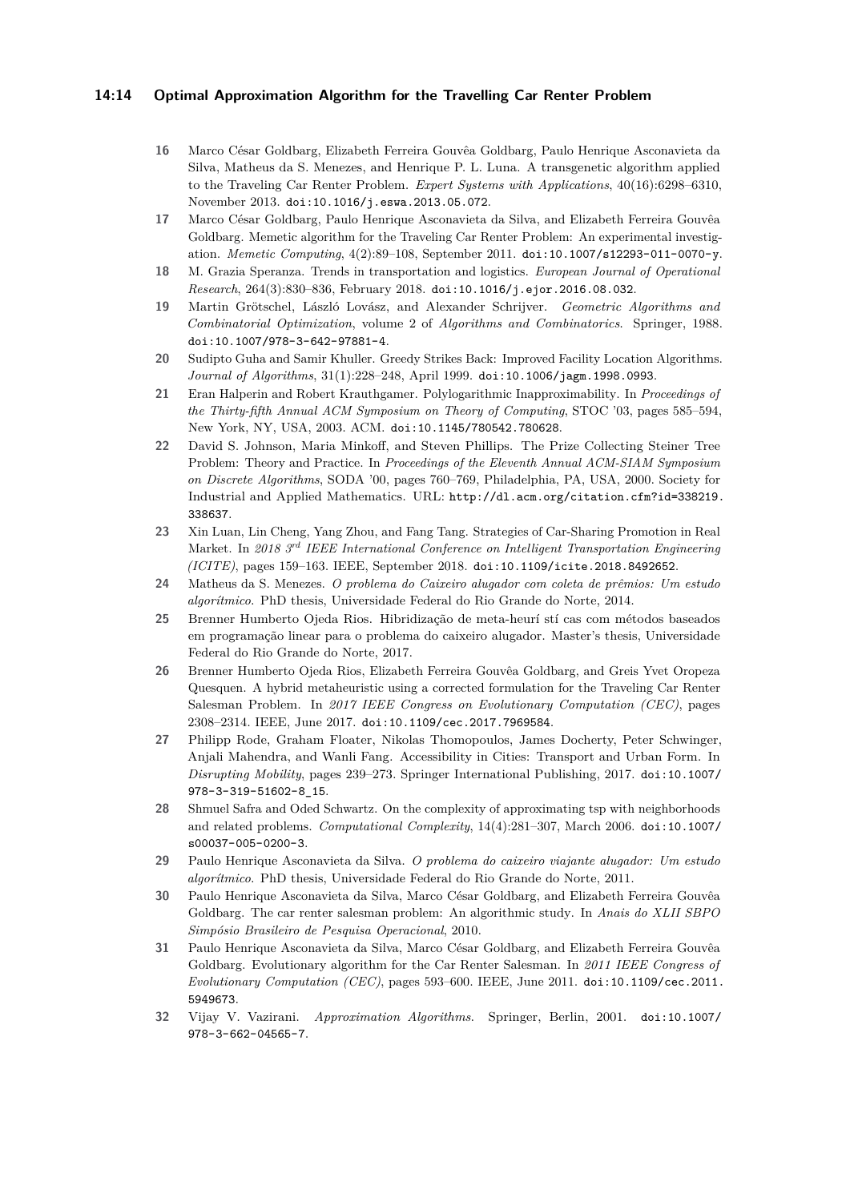16 Marco César Goldbarg, Elizabeth Ferreira Gouvêa Goldbarg, Paulo Henrique Asconavieta da Silva, Matheus da S. Menezes, and Henrique P. L. Luna. A transgenetic algorithm applied to the Traveling Car Renter Problem. *Expert Systems with Applications*, 40(16):6298–6310, November 2013. doi:10.1016/j.eswa.2013.05.072.

17 Marco César Goldbarg, Paulo Henrique Asconavieta da Silva, and Elizabeth Ferreira Gouvêa Goldbarg. Memetic algorithm for the Traveling Car Renter Problem: An experimental investigation. *Memetic Computing*, 4(2):89–108, September 2011. doi:10.1007/s12293-011-0070-y.

18 M. Grazia Speranza. Trends in transportation and logistics. *European Journal of Operational Research*, 264(3):830–836, February 2018. doi:10.1016/j.ejor.2016.08.032.

19 Martin Grötschel, László Lovász, and Alexander Schrijver. *Geometric Algorithms and Combinatorial Optimization*, volume 2 of *Algorithms and Combinatorics*. Springer, 1988. doi:10.1007/978-3-642-97881-4.

20 Sudipto Guha and Samir Khuller. Greedy Strikes Back: Improved Facility Location Algorithms. *Journal of Algorithms*, 31(1):228–248, April 1999. doi:10.1006/jagm.1998.0993.

21 Eran Halperin and Robert Krauthgamer. Polylogarithmic Inapproximability. In *Proceedings of the Thirty-fifth Annual ACM Symposium on Theory of Computing*, STOC '03, pages 585–594, New York, NY, USA, 2003. ACM. doi:10.1145/780542.780628.

22 David S. Johnson, Maria Minkoff, and Steven Phillips. The Prize Collecting Steiner Tree Problem: Theory and Practice. In *Proceedings of the Eleventh Annual ACM-SIAM Symposium on Discrete Algorithms*, SODA '00, pages 760–769, Philadelphia, PA, USA, 2000. Society for Industrial and Applied Mathematics. URL: http://dl.acm.org/citation.cfm?id=338219.338637.

23 Xin Luan, Lin Cheng, Yang Zhou, and Fang Tang. Strategies of Car-Sharing Promotion in Real Market. In *2018 3rd IEEE International Conference on Intelligent Transportation Engineering (ICITE)*, pages 159–163. IEEE, September 2018. doi:10.1109/icite.2018.8492652.

24 Matheus da S. Menezes. *O problema do Caixeiro alugador com coleta de prêmios: Um estudo algorítmico*. PhD thesis, Universidade Federal do Rio Grande do Norte, 2014.

25 Brenner Humberto Ojeda Rios. Hibridização de meta-heurí stí cas com métodos baseados em programação linear para o problema do caixeiro alugador. Master's thesis, Universidade Federal do Rio Grande do Norte, 2017.

26 Brenner Humberto Ojeda Rios, Elizabeth Ferreira Gouvêa Goldbarg, and Greis Yvet Oropeza Quesquen. A hybrid metaheuristic using a corrected formulation for the Traveling Car Renter Salesman Problem. In *2017 IEEE Congress on Evolutionary Computation (CEC)*, pages 2308–2314. IEEE, June 2017. doi:10.1109/cec.2017.7969584.

27 Philipp Rode, Graham Floater, Nikolas Thomopoulos, James Docherty, Peter Schwinger, Anjali Mahendra, and Wanli Fang. Accessibility in Cities: Transport and Urban Form. In *Disrupting Mobility*, pages 239–273. Springer International Publishing, 2017. doi:10.1007/978-3-319-51602-8_15.

28 Shmuel Safra and Oded Schwartz. On the complexity of approximating tsp with neighborhoods and related problems. *Computational Complexity*, 14(4):281–307, March 2006. doi:10.1007/s00037-005-0200-3.

29 Paulo Henrique Asconavieta da Silva. *O problema do caixeiro viajante alugador: Um estudo algorítmico*. PhD thesis, Universidade Federal do Rio Grande do Norte, 2011.

30 Paulo Henrique Asconavieta da Silva, Marco César Goldbarg, and Elizabeth Ferreira Gouvêa Goldbarg. The car renter salesman problem: An algorithmic study. In *Anais do XLII SBPO Simpósio Brasileiro de Pesquisa Operacional*, 2010.

31 Paulo Henrique Asconavieta da Silva, Marco César Goldbarg, and Elizabeth Ferreira Gouvêa Goldbarg. Evolutionary algorithm for the Car Renter Salesman. In *2011 IEEE Congress of Evolutionary Computation (CEC)*, pages 593–600. IEEE, June 2011. doi:10.1109/cec.2011.5949673.

32 Vijay V. Vazirani. *Approximation Algorithms*. Springer, Berlin, 2001. doi:10.1007/978-3-662-04565-7.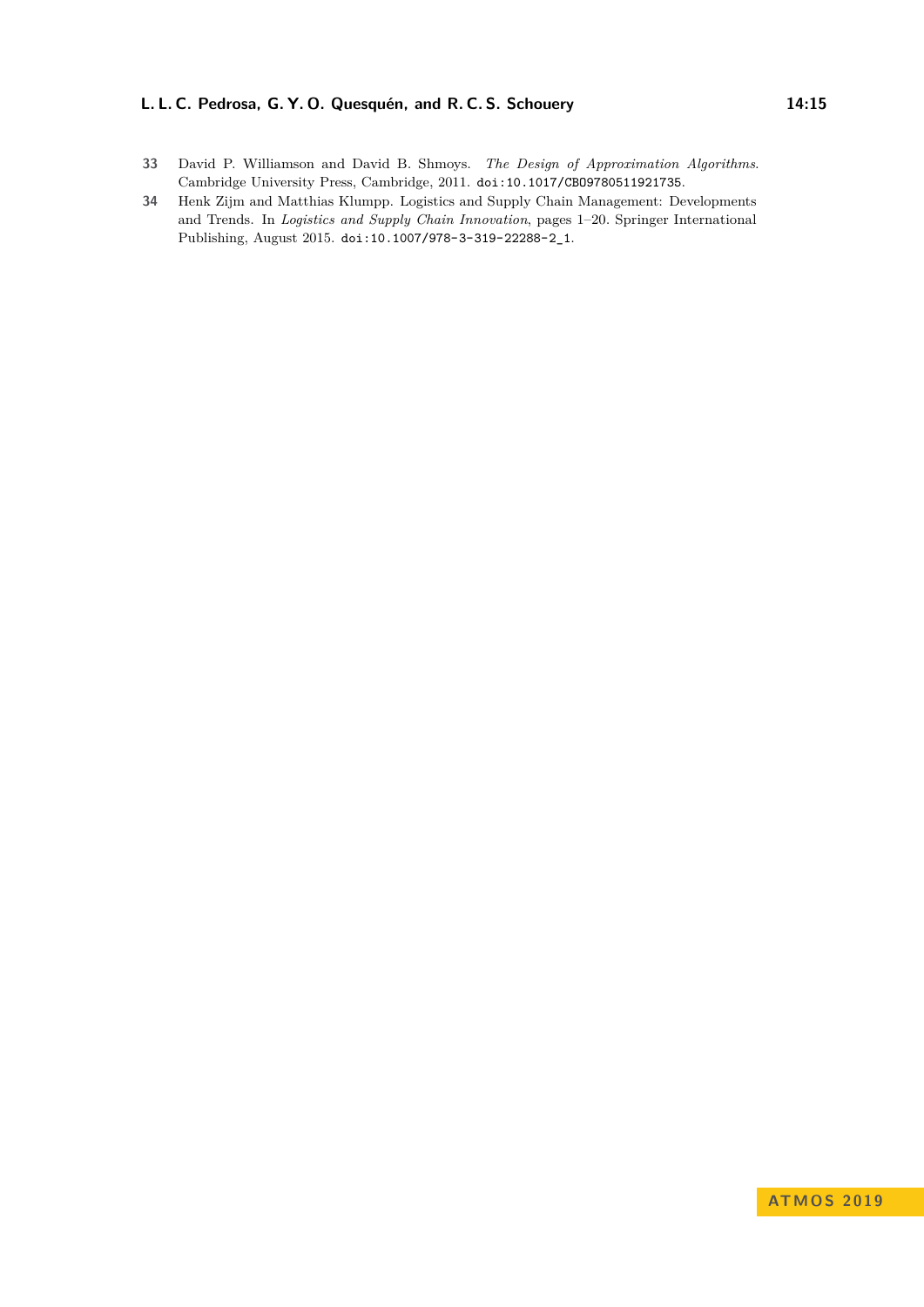33 David P. Williamson and David B. Shmoys. *The Design of Approximation Algorithms*. Cambridge University Press, Cambridge, 2011. doi:10.1017/CBO9780511921735.

34 Henk Zijm and Matthias Klumpp. Logistics and Supply Chain Management: Developments and Trends. In *Logistics and Supply Chain Innovation*, pages 1–20. Springer International Publishing, August 2015. doi:10.1007/978-3-319-22288-2_1.